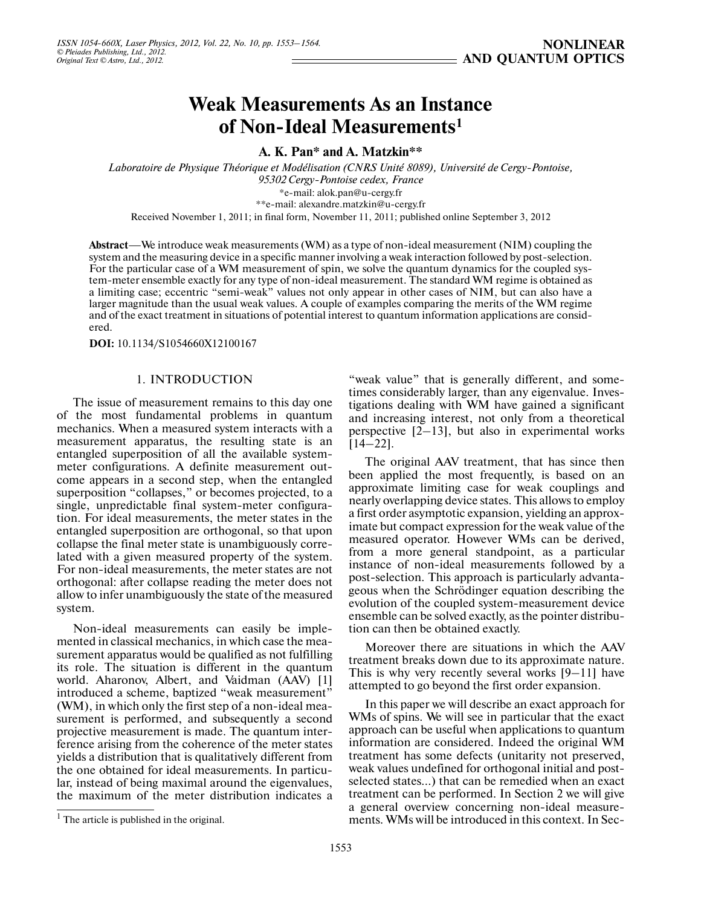# Weak Measurements As an Instance of Non-Ideal Measurements[1]

**A. K. Pan* and A. Matzkin****

*Laboratoire de Physique Théorique et Modélisation (CNRS Unité 8089), Université de Cergy-Pontoise, 95302 Cergy-Pontoise cedex, France*

*e-mail: alok.pan@u-cergy.fr

**e-mail: alexandre.matzkin@u-cergy.fr

Received November 1, 2011; in final form, November 11, 2011; published online September 3, 2012

**Abstract**—We introduce weak measurements (WM) as a type of non-ideal measurement (NIM) coupling the system and the measuring device in a specific manner involving a weak interaction followed by post-selection. For the particular case of a WM measurement of spin, we solve the quantum dynamics for the coupled system-meter ensemble exactly for any type of non-ideal measurement. The standard WM regime is obtained as a limiting case; eccentric "semi-weak" values not only appear in other cases of NIM, but can also have a larger magnitude than the usual weak values. A couple of examples comparing the merits of the WM regime and of the exact treatment in situations of potential interest to quantum information applications are considered.

**DOI:** 10.1134/S1054660X12100167

## 1. INTRODUCTION

The issue of measurement remains to this day one of the most fundamental problems in quantum mechanics. When a measured system interacts with a measurement apparatus, the resulting state is an entangled superposition of all the available system-meter configurations. A definite measurement outcome appears in a second step, when the entangled superposition "collapses," or becomes projected, to a single, unpredictable final system-meter configuration. For ideal measurements, the meter states in the entangled superposition are orthogonal, so that upon collapse the final meter state is unambiguously correlated with a given measured property of the system. For non-ideal measurements, the meter states are not orthogonal: after collapse reading the meter does not allow to infer unambiguously the state of the measured system.

Non-ideal measurements can easily be implemented in classical mechanics, in which case the measurement apparatus would be qualified as not fulfilling its role. The situation is different in the quantum world. Aharonov, Albert, and Vaidman (AAV) [1] introduced a scheme, baptized "weak measurement" (WM), in which only the first step of a non-ideal measurement is performed, and subsequently a second projective measurement is made. The quantum interference arising from the coherence of the meter states yields a distribution that is qualitatively different from the one obtained for ideal measurements. In particular, instead of being maximal around the eigenvalues, the maximum of the meter distribution indicates a "weak value" that is generally different, and sometimes considerably larger, than any eigenvalue. Investigations dealing with WM have gained a significant and increasing interest, not only from a theoretical perspective [2–13], but also in experimental works [14–22].

The original AAV treatment, that has since then been applied the most frequently, is based on an approximate limiting case for weak couplings and nearly overlapping device states. This allows to employ a first order asymptotic expansion, yielding an approximate but compact expression for the weak value of the measured operator. However WMs can be derived, from a more general standpoint, as a particular instance of non-ideal measurements followed by a post-selection. This approach is particularly advantageous when the Schrödinger equation describing the evolution of the coupled system-measurement device ensemble can be solved exactly, as the pointer distribution can then be obtained exactly.

Moreover there are situations in which the AAV treatment breaks down due to its approximate nature. This is why very recently several works [9–11] have attempted to go beyond the first order expansion.

In this paper we will describe an exact approach for WMs of spins. We will see in particular that the exact approach can be useful when applications to quantum information are considered. Indeed the original WM treatment has some defects (unitarity not preserved, weak values undefined for orthogonal initial and post-selected states...) that can be remedied when an exact treatment can be performed. In Section 2 we will give a general overview concerning non-ideal measurements. WMs will be introduced in this context. In Sec-

[1] The article is published in the original.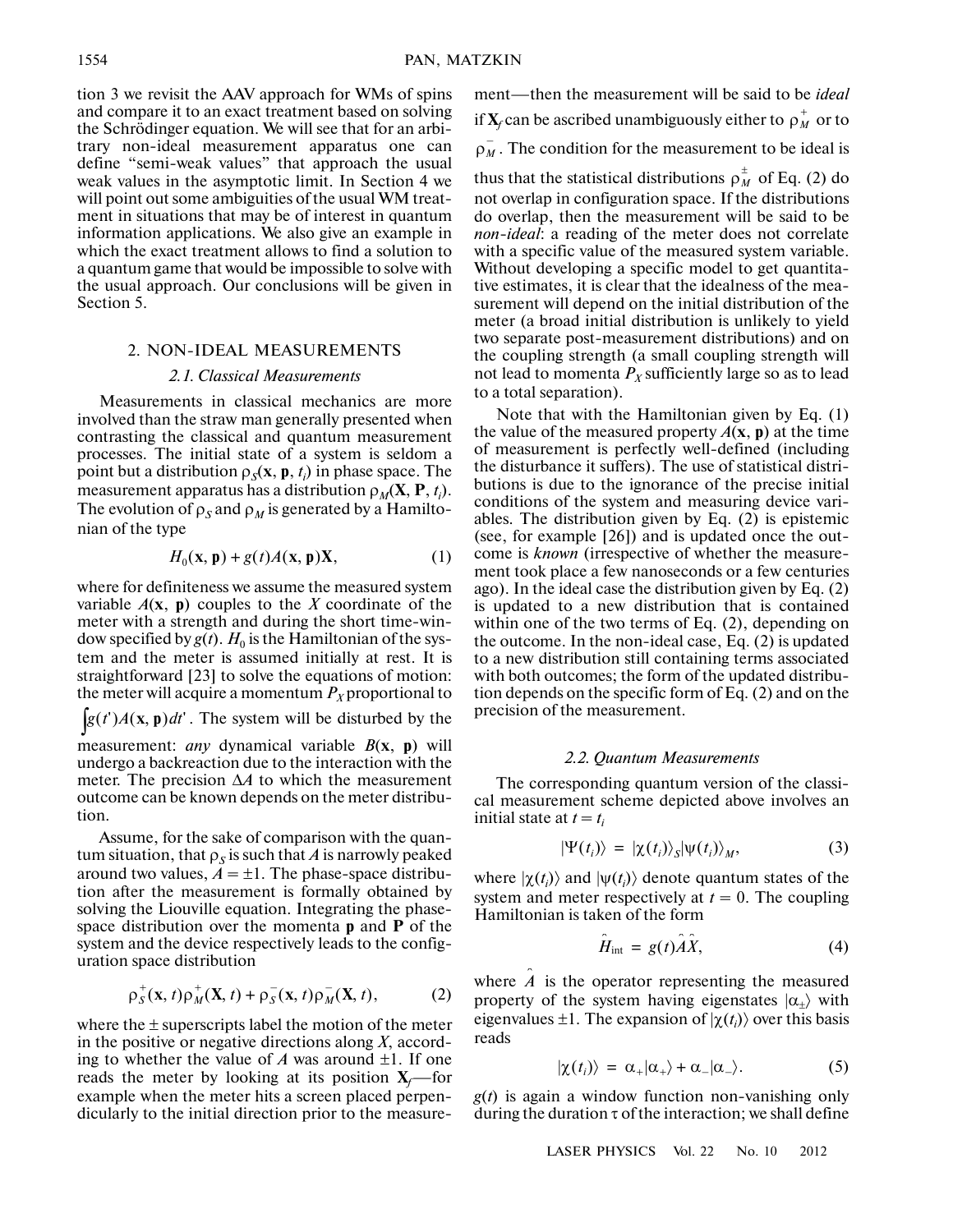tion 3 we revisit the AAV approach for WMs of spins and compare it to an exact treatment based on solving the Schrödinger equation. We will see that for an arbitrary non-ideal measurement apparatus one can define "semi-weak values" that approach the usual weak values in the asymptotic limit. In Section 4 we will point out some ambiguities of the usual WM treatment in situations that may be of interest in quantum information applications. We also give an example in which the exact treatment allows to find a solution to a quantum game that would be impossible to solve with the usual approach. Our conclusions will be given in Section 5.

## 2. NON-IDEAL MEASUREMENTS

### *2.1. Classical Measurements*

Measurements in classical mechanics are more involved than the straw man generally presented when contrasting the classical and quantum measurement processes. The initial state of a system is seldom a point but a distribution $\rho_S(\mathbf{x}, \mathbf{p}, t_i)$ in phase space. The measurement apparatus has a distribution $\rho_M(\mathbf{X}, \mathbf{P}, t_i)$. The evolution of $\rho_S$ and $\rho_M$ is generated by a Hamiltonian of the type

$$H_0(\mathbf{x}, \mathbf{p}) + g(t)A(\mathbf{x}, \mathbf{p})X, \qquad (1)$$

where for definiteness we assume the measured system variable $A(\mathbf{x}, \mathbf{p})$ couples to the $X$ coordinate of the meter with a strength and during the short time-window specified by $g(t)$. $H_0$ is the Hamiltonian of the system and the meter is assumed initially at rest. It is straightforward [23] to solve the equations of motion: the meter will acquire a momentum $P_X$ proportional to $\int g(t')A(\mathbf{x}, \mathbf{p})dt'$. The system will be disturbed by the measurement: *any* dynamical variable $B(\mathbf{x}, \mathbf{p})$ will undergo a backreaction due to the interaction with the meter. The precision $\Delta A$ to which the measurement outcome can be known depends on the meter distribution.

Assume, for the sake of comparison with the quantum situation, that $\rho_S$ is such that $A$ is narrowly peaked around two values, $A = \pm 1$. The phase-space distribution after the measurement is formally obtained by solving the Liouville equation. Integrating the phase-space distribution over the momenta $\mathbf{p}$ and $\mathbf{P}$ of the system and the device respectively leads to the configuration space distribution

$$\rho_S^+(\mathbf{x}, t)\rho_M^+(\mathbf{X}, t) + \rho_S^-(\mathbf{x}, t)\rho_M^-(\mathbf{X}, t), \qquad (2)$$

where the $\pm$ superscripts label the motion of the meter in the positive or negative directions along $X$, according to whether the value of $A$ was around $\pm 1$. If one reads the meter by looking at its position $\mathbf{X}_f$—for example when the meter hits a screen placed perpendicularly to the initial direction prior to the measurement—then the measurement will be said to be *ideal* if $\mathbf{X}_f$ can be ascribed unambiguously either to $\rho_M^+$ or to $\rho_M^-$. The condition for the measurement to be ideal is thus that the statistical distributions $\rho_M^\pm$ of Eq. (2) do not overlap in configuration space. If the distributions do overlap, then the measurement will be said to be *non-ideal*: a reading of the meter does not correlate with a specific value of the measured system variable. Without developing a specific model to get quantitative estimates, it is clear that the idealness of the measurement will depend on the initial distribution of the meter (a broad initial distribution is unlikely to yield two separate post-measurement distributions) and on the coupling strength (a small coupling strength will not lead to momenta $P_X$ sufficiently large so as to lead to a total separation).

Note that with the Hamiltonian given by Eq. (1) the value of the measured property $A(\mathbf{x}, \mathbf{p})$ at the time of measurement is perfectly well-defined (including the disturbance it suffers). The use of statistical distributions is due to the ignorance of the precise initial conditions of the system and measuring device variables. The distribution given by Eq. (2) is epistemic (see, for example [26]) and is updated once the outcome is *known* (irrespective of whether the measurement took place a few nanoseconds or a few centuries ago). In the ideal case the distribution given by Eq. (2) is updated to a new distribution that is contained within one of the two terms of Eq. (2), depending on the outcome. In the non-ideal case, Eq. (2) is updated to a new distribution still containing terms associated with both outcomes; the form of the updated distribution depends on the specific form of Eq. (2) and on the precision of the measurement.

### *2.2. Quantum Measurements*

The corresponding quantum version of the classical measurement scheme depicted above involves an initial state at $t = t_i$

$$|\Psi(t_i)\rangle = |\chi(t_i)\rangle_S|\psi(t_i)\rangle_M, \qquad (3)$$

where $|\chi(t_i)\rangle$ and $|\psi(t_i)\rangle$ denote quantum states of the system and meter respectively at $t = 0$. The coupling Hamiltonian is taken of the form

$$\hat{H}_{\text{int}} = g(t)\hat{A}\hat{X}, \qquad (4)$$

where $\hat{A}$ is the operator representing the measured property of the system having eigenstates $|\alpha_\pm\rangle$ with eigenvalues $\pm 1$. The expansion of $|\chi(t_i)\rangle$ over this basis reads

$$|\chi(t_i)\rangle = \alpha_+|\alpha_+\rangle + \alpha_-|\alpha_-\rangle. \qquad (5)$$

$g(t)$ is again a window function non-vanishing only during the duration $\tau$ of the interaction; we shall define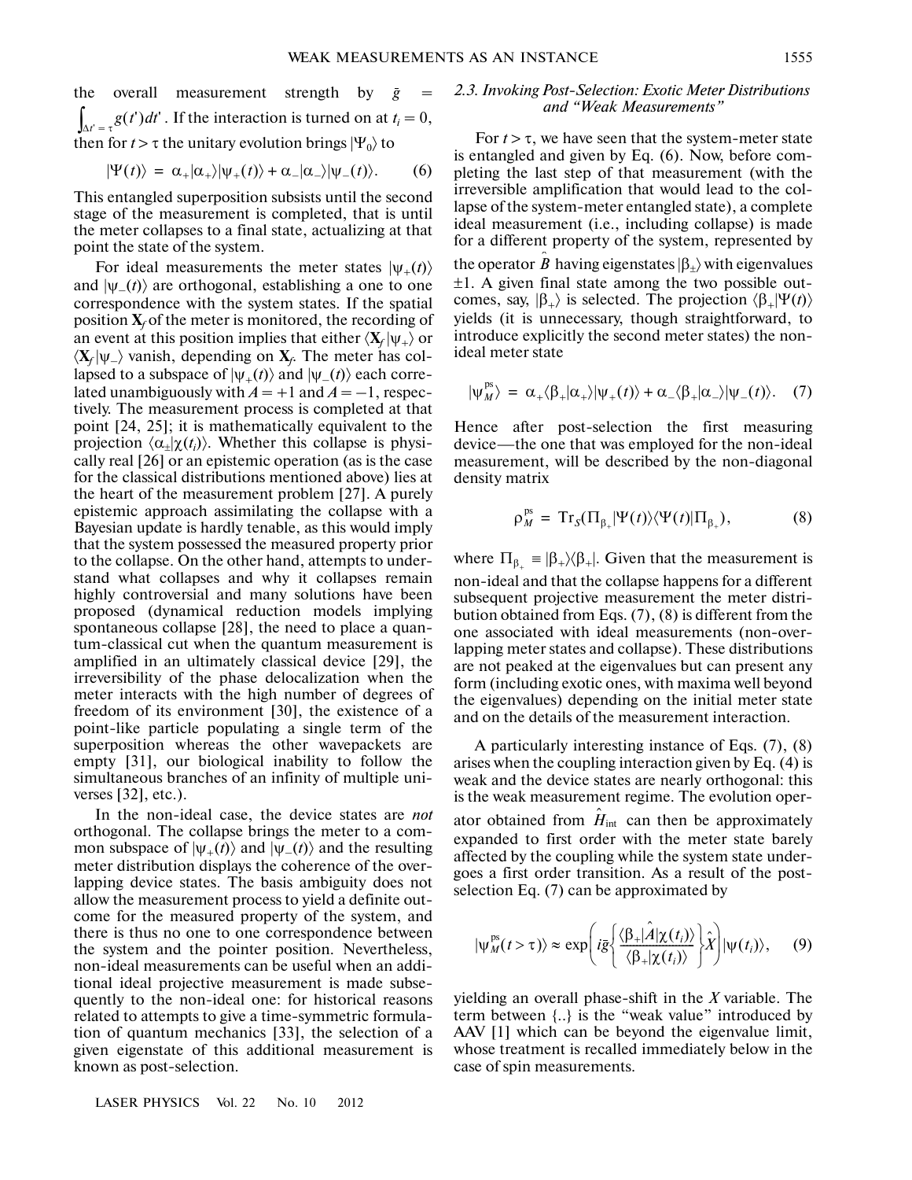the overall measurement strength by $\bar{g} = \int_{\Delta t' = \tau} g(t')dt'$. If the interaction is turned on at $t_i = 0$, then for $t > \tau$ the unitary evolution brings $|\Psi_0\rangle$ to

$$|\Psi(t)\rangle = \alpha_+|\alpha_+\rangle|\psi_+(t)\rangle + \alpha_-|\alpha_-\rangle|\psi_-(t)\rangle. \quad (6)$$

This entangled superposition subsists until the second stage of the measurement is completed, that is until the meter collapses to a final state, actualizing at that point the state of the system.

For ideal measurements the meter states $|\psi_+(t)\rangle$ and $|\psi_-(t)\rangle$ are orthogonal, establishing a one to one correspondence with the system states. If the spatial position $\mathbf{X}_f$ of the meter is monitored, the recording of an event at this position implies that either $\langle \mathbf{X}_f|\psi_+\rangle$ or $\langle \mathbf{X}_f|\psi_-\rangle$ vanish, depending on $\mathbf{X}_f$. The meter has collapsed to a subspace of $|\psi_+(t)\rangle$ and $|\psi_-(t)\rangle$ each correlated unambiguously with $A = +1$ and $A = -1$, respectively. The measurement process is completed at that point [24, 25]; it is mathematically equivalent to the projection $\langle \alpha_\pm|\chi(t_i)\rangle$. Whether this collapse is physically real [26] or an epistemic operation (as is the case for the classical distributions mentioned above) lies at the heart of the measurement problem [27]. A purely epistemic approach assimilating the collapse with a Bayesian update is hardly tenable, as this would imply that the system possessed the measured property prior to the collapse. On the other hand, attempts to understand what collapses and why it collapses remain highly controversial and many solutions have been proposed (dynamical reduction models implying spontaneous collapse [28], the need to place a quantum-classical cut when the quantum measurement is amplified in an ultimately classical device [29], the irreversibility of the phase delocalization when the meter interacts with the high number of degrees of freedom of its environment [30], the existence of a point-like particle populating a single term of the superposition whereas the other wavepackets are empty [31], our biological inability to follow the simultaneous branches of an infinity of multiple universes [32], etc.).

In the non-ideal case, the device states are *not* orthogonal. The collapse brings the meter to a common subspace of $|\psi_+(t)\rangle$ and $|\psi_-(t)\rangle$ and the resulting meter distribution displays the coherence of the overlapping device states. The basis ambiguity does not allow the measurement process to yield a definite outcome for the measured property of the system, and there is thus no one to one correspondence between the system and the pointer position. Nevertheless, non-ideal measurements can be useful when an additional ideal projective measurement is made subsequently to the non-ideal one: for historical reasons related to attempts to give a time-symmetric formulation of quantum mechanics [33], the selection of a given eigenstate of this additional measurement is known as post-selection.

### 2.3. Invoking Post-Selection: Exotic Meter Distributions and "Weak Measurements"

For $t > \tau$, we have seen that the system-meter state is entangled and given by Eq. (6). Now, before completing the last step of that measurement (with the irreversible amplification that would lead to the collapse of the system-meter entangled state), a complete ideal measurement (i.e., including collapse) is made for a different property of the system, represented by the operator $\hat{B}$ having eigenstates $|\beta_\pm\rangle$ with eigenvalues $\pm 1$. A given final state among the two possible outcomes, say, $|\beta_+\rangle$ is selected. The projection $\langle \beta_+|\Psi(t)\rangle$ yields (it is unnecessary, though straightforward, to introduce explicitly the second meter states) the non-ideal meter state

$$|\psi_M^{ps}\rangle = \alpha_+\langle \beta_+|\alpha_+\rangle|\psi_+(t)\rangle + \alpha_-\langle \beta_+|\alpha_-\rangle|\psi_-(t)\rangle. \quad (7)$$

Hence after post-selection the first measuring device—the one that was employed for the non-ideal measurement, will be described by the non-diagonal density matrix

$$\rho_M^{ps} = \mathrm{Tr}_S(\Pi_{\beta_+}|\Psi(t)\rangle\langle\Psi(t)|\Pi_{\beta_+}), \quad (8)$$

where $\Pi_{\beta_+} \equiv |\beta_+\rangle\langle\beta_+|$. Given that the measurement is non-ideal and that the collapse happens for a different subsequent projective measurement the meter distribution obtained from Eqs. (7), (8) is different from the one associated with ideal measurements (non-overlapping meter states and collapse). These distributions are not peaked at the eigenvalues but can present any form (including exotic ones, with maxima well beyond the eigenvalues) depending on the initial meter state and on the details of the measurement interaction.

A particularly interesting instance of Eqs. (7), (8) arises when the coupling interaction given by Eq. (4) is weak and the device states are nearly orthogonal: this is the weak measurement regime. The evolution operator obtained from $\hat{H}_{\mathrm{int}}$ can then be approximately expanded to first order with the meter state barely affected by the coupling while the system state undergoes a first order transition. As a result of the post-selection Eq. (7) can be approximated by

$$|\psi_M^{ps}(t > \tau)\rangle \approx \exp\left(i\bar{g}\left\{\frac{\langle \beta_+|\hat{A}|\chi(t_i)\rangle}{\langle \beta_+|\chi(t_i)\rangle}\right\}\hat{X}\right)|\psi(t_i)\rangle, \quad (9)$$

yielding an overall phase-shift in the $X$ variable. The term between {..} is the "weak value" introduced by AAV [1] which can be beyond the eigenvalue limit, whose treatment is recalled immediately below in the case of spin measurements.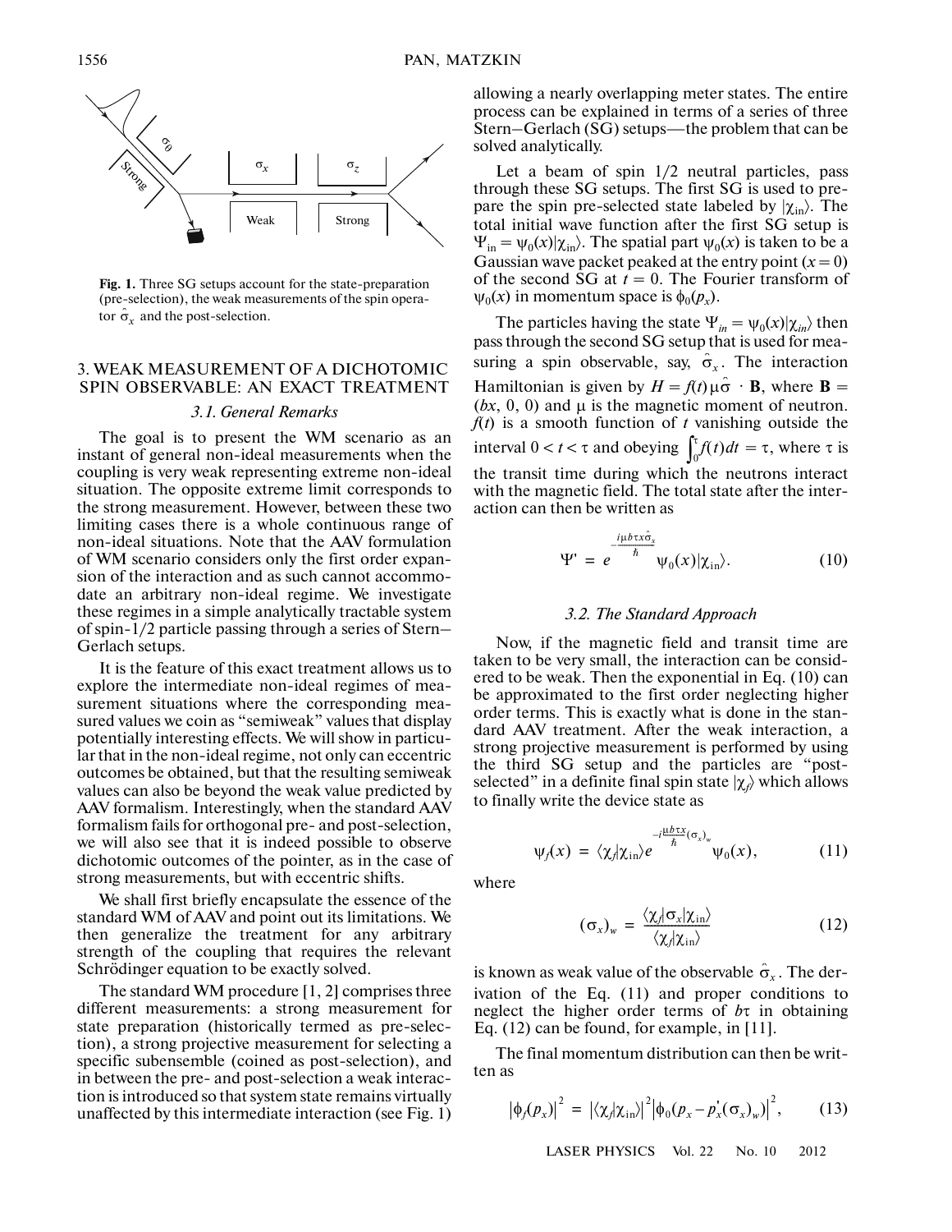**Fig. 1.** Three SG setups account for the state-preparation (pre-selection), the weak measurements of the spin operator $\hat{\sigma}_x$ and the post-selection.

## 3. WEAK MEASUREMENT OF A DICHOTOMIC SPIN OBSERVABLE: AN EXACT TREATMENT

### 3.1. General Remarks

The goal is to present the WM scenario as an instant of general non-ideal measurements when the coupling is very weak representing extreme non-ideal situation. The opposite extreme limit corresponds to the strong measurement. However, between these two limiting cases there is a whole continuous range of non-ideal situations. Note that the AAV formulation of WM scenario considers only the first order expansion of the interaction and as such cannot accommodate an arbitrary non-ideal regime. We investigate these regimes in a simple analytically tractable system of spin-1/2 particle passing through a series of Stern–Gerlach setups.

It is the feature of this exact treatment allows us to explore the intermediate non-ideal regimes of measurement situations where the corresponding measured values we coin as "semiweak" values that display potentially interesting effects. We will show in particular that in the non-ideal regime, not only can eccentric outcomes be obtained, but that the resulting semiweak values can also be beyond the weak value predicted by AAV formalism. Interestingly, when the standard AAV formalism fails for orthogonal pre- and post-selection, we will also see that it is indeed possible to observe dichotomic outcomes of the pointer, as in the case of strong measurements, but with eccentric shifts.

We shall first briefly encapsulate the essence of the standard WM of AAV and point out its limitations. We then generalize the treatment for any arbitrary strength of the coupling that requires the relevant Schrödinger equation to be exactly solved.

The standard WM procedure [1, 2] comprises three different measurements: a strong measurement for state preparation (historically termed as pre-selection), a strong projective measurement for selecting a specific subensemble (coined as post-selection), and in between the pre- and post-selection a weak interaction is introduced so that system state remains virtually unaffected by this intermediate interaction (see Fig. 1) allowing a nearly overlapping meter states. The entire process can be explained in terms of a series of three Stern–Gerlach (SG) setups—the problem that can be solved analytically.

Let a beam of spin 1/2 neutral particles, pass through these SG setups. The first SG is used to prepare the spin pre-selected state labeled by $|\chi_{\text{in}}\rangle$. The total initial wave function after the first SG setup is $\Psi_{\text{in}} = \psi_0(x)|\chi_{\text{in}}\rangle$. The spatial part $\psi_0(x)$ is taken to be a Gaussian wave packet peaked at the entry point ($x = 0$) of the second SG at $t = 0$. The Fourier transform of $\psi_0(x)$ in momentum space is $\phi_0(p_x)$.

The particles having the state $\Psi_{in} = \psi_0(x)|\chi_{in}\rangle$ then pass through the second SG setup that is used for measuring a spin observable, say, $\hat{\sigma}_x$. The interaction Hamiltonian is given by $H = f(t)\mu\hat{\sigma}\cdot\mathbf{B}$, where $\mathbf{B} = (bx, 0, 0)$ and $\mu$ is the magnetic moment of neutron. $f(t)$ is a smooth function of $t$ vanishing outside the interval $0 < t < \tau$ and obeying $\int_0^\tau f(t)dt = \tau$, where $\tau$ is the transit time during which the neutrons interact with the magnetic field. The total state after the interaction can then be written as

$$\Psi' = e^{-\frac{i\mu b\tau x\hat{\sigma}_x}{\hbar}}\psi_0(x)|\chi_{\text{in}}\rangle. \tag{10}$$

### 3.2. The Standard Approach

Now, if the magnetic field and transit time are taken to be very small, the interaction can be considered to be weak. Then the exponential in Eq. (10) can be approximated to the first order neglecting higher order terms. This is exactly what is done in the standard AAV treatment. After the weak interaction, a strong projective measurement is performed by using the third SG setup and the particles are "post-selected" in a definite final spin state $|\chi_f\rangle$ which allows to finally write the device state as

$$\psi_f(x) = \langle\chi_f|\chi_{\text{in}}\rangle e^{-i\frac{\mu b\tau x}{\hbar}(\sigma_x)_w}\psi_0(x), \tag{11}$$

where

$$(\sigma_x)_w = \frac{\langle\chi_f|\sigma_x|\chi_{\text{in}}\rangle}{\langle\chi_f|\chi_{\text{in}}\rangle} \tag{12}$$

is known as weak value of the observable $\hat{\sigma}_x$. The derivation of the Eq. (11) and proper conditions to neglect the higher order terms of $b\tau$ in obtaining Eq. (12) can be found, for example, in [11].

The final momentum distribution can then be written as

$$|\phi_f(p_x)|^2 = |\langle\chi_f|\chi_{\text{in}}\rangle|^2|\phi_0(p_x - p_x'(\sigma_x)_w)|^2, \tag{13}$$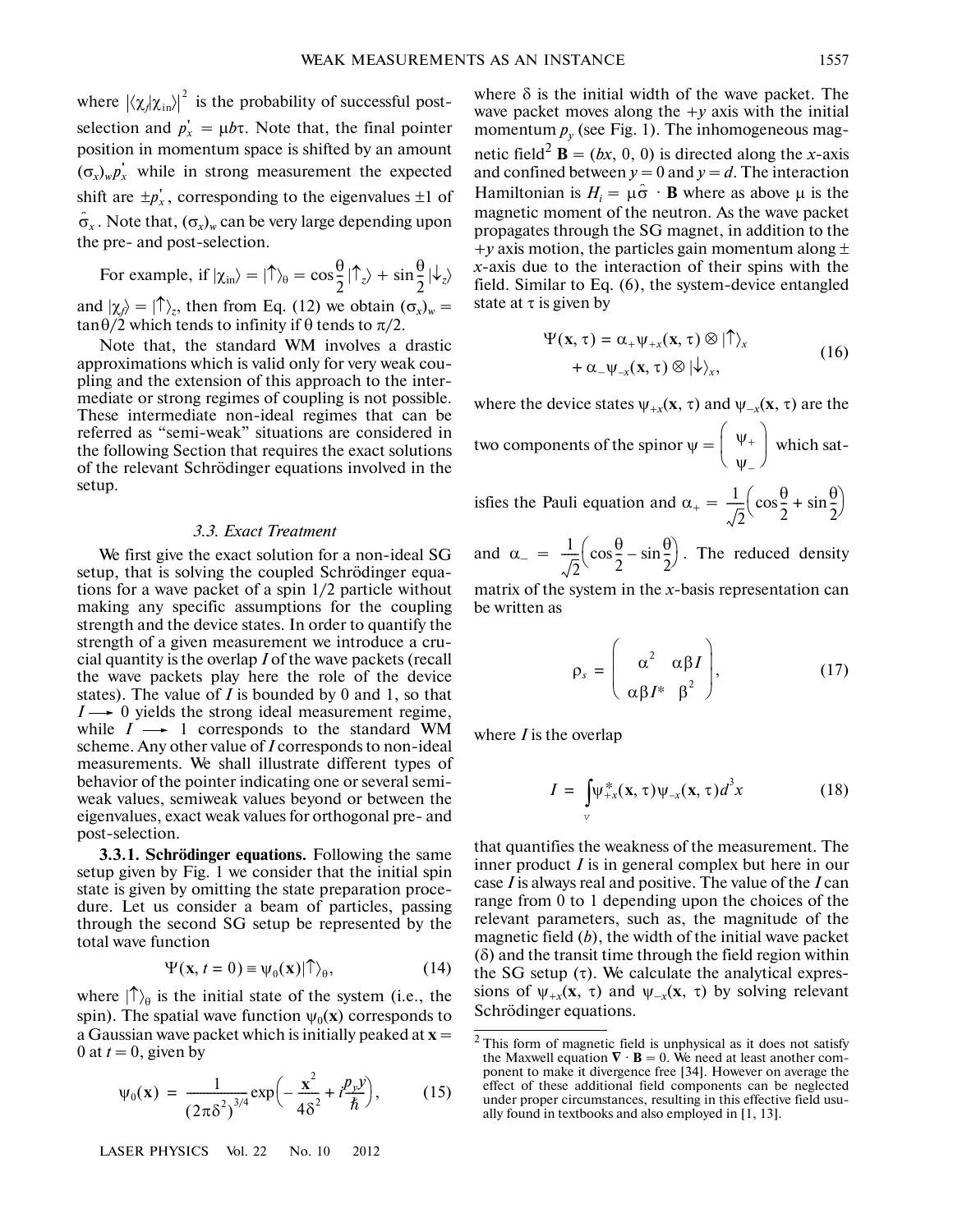where $|\langle\chi_f|\chi_{\text{in}}\rangle|^2$ is the probability of successful post-selection and $p_x' = \mu b\tau$. Note that, the final pointer position in momentum space is shifted by an amount $(\sigma_x)_w p_x'$ while in strong measurement the expected shift are $\pm p_x'$, corresponding to the eigenvalues ±1 of $\hat{\sigma}_x$. Note that, $(\sigma_x)_w$ can be very large depending upon the pre- and post-selection.

For example, if $|\chi_{\text{in}}\rangle = |\uparrow\rangle_\theta = \cos\frac{\theta}{2}|\uparrow_z\rangle + \sin\frac{\theta}{2}|\downarrow_z\rangle$ and $|\chi_f\rangle = |\uparrow\rangle_z$, then from Eq. (12) we obtain $(\sigma_x)_w = \tan\theta/2$ which tends to infinity if θ tends to π/2.

Note that, the standard WM involves a drastic approximations which is valid only for very weak coupling and the extension of this approach to the intermediate or strong regimes of coupling is not possible. These intermediate non-ideal regimes that can be referred as "semi-weak" situations are considered in the following Section that requires the exact solutions of the relevant Schrödinger equations involved in the setup.

### 3.3. Exact Treatment

We first give the exact solution for a non-ideal SG setup, that is solving the coupled Schrödinger equations for a wave packet of a spin 1/2 particle without making any specific assumptions for the coupling strength and the device states. In order to quantify the strength of a given measurement we introduce a crucial quantity is the overlap $I$ of the wave packets (recall the wave packets play here the role of the device states). The value of $I$ is bounded by 0 and 1, so that $I \longrightarrow 0$ yields the strong ideal measurement regime, while $I \longrightarrow 1$ corresponds to the standard WM scheme. Any other value of $I$ corresponds to non-ideal measurements. We shall illustrate different types of behavior of the pointer indicating one or several semi-weak values, semiweak values beyond or between the eigenvalues, exact weak values for orthogonal pre- and post-selection.

**3.3.1. Schrödinger equations.** Following the same setup given by Fig. 1 we consider that the initial spin state is given by omitting the state preparation procedure. Let us consider a beam of particles, passing through the second SG setup be represented by the total wave function

$$\Psi(\mathbf{x}, t=0) \equiv \psi_0(\mathbf{x})|\uparrow\rangle_\theta, \tag{14}$$

where $|\uparrow\rangle_\theta$ is the initial state of the system (i.e., the spin). The spatial wave function $\psi_0(\mathbf{x})$ corresponds to a Gaussian wave packet which is initially peaked at $\mathbf{x} = 0$ at $t = 0$, given by

$$\psi_0(\mathbf{x}) = \frac{1}{(2\pi\delta^2)^{3/4}}\exp\left(-\frac{\mathbf{x}^2}{4\delta^2} + i\frac{p_y y}{\hbar}\right), \tag{15}$$

where δ is the initial width of the wave packet. The wave packet moves along the $+y$ axis with the initial momentum $p_y$ (see Fig. 1). The inhomogeneous magnetic field[2] $\mathbf{B} = (bx, 0, 0)$ is directed along the $x$-axis and confined between $y = 0$ and $y = d$. The interaction Hamiltonian is $H_i = \mu\hat{\sigma}\cdot\mathbf{B}$ where as above μ is the magnetic moment of the neutron. As the wave packet propagates through the SG magnet, in addition to the $+y$ axis motion, the particles gain momentum along ± $x$-axis due to the interaction of their spins with the field. Similar to Eq. (6), the system-device entangled state at τ is given by

$$\Psi(\mathbf{x}, \tau) = \alpha_+\psi_{+x}(\mathbf{x}, \tau)\otimes|\uparrow\rangle_x + \alpha_-\psi_{-x}(\mathbf{x}, \tau)\otimes|\downarrow\rangle_x, \tag{16}$$

where the device states $\psi_{+x}(\mathbf{x}, \tau)$ and $\psi_{-x}(\mathbf{x}, \tau)$ are the two components of the spinor $\psi = \begin{pmatrix}\psi_+\\ \psi_-\end{pmatrix}$ which satisfies the Pauli equation and $\alpha_+ = \frac{1}{\sqrt{2}}\left(\cos\frac{\theta}{2} + \sin\frac{\theta}{2}\right)$ and $\alpha_- = \frac{1}{\sqrt{2}}\left(\cos\frac{\theta}{2} - \sin\frac{\theta}{2}\right)$. The reduced density matrix of the system in the $x$-basis representation can be written as

$$\rho_s = \begin{pmatrix}\alpha^2 & \alpha\beta I\\ \alpha\beta I^* & \beta^2\end{pmatrix}, \tag{17}$$

where $I$ is the overlap

$$I = \int_V \psi_{+x}^*(\mathbf{x}, \tau)\psi_{-x}(\mathbf{x}, \tau)d^3x \tag{18}$$

that quantifies the weakness of the measurement. The inner product $I$ is in general complex but here in our case $I$ is always real and positive. The value of the $I$ can range from 0 to 1 depending upon the choices of the relevant parameters, such as, the magnitude of the magnetic field ($b$), the width of the initial wave packet (δ) and the transit time through the field region within the SG setup (τ). We calculate the analytical expressions of $\psi_{+x}(\mathbf{x}, \tau)$ and $\psi_{-x}(\mathbf{x}, \tau)$ by solving relevant Schrödinger equations.

---

[2] This form of magnetic field is unphysical as it does not satisfy the Maxwell equation $\nabla\cdot\mathbf{B} = 0$. We need at least another component to make it divergence free [34]. However on average the effect of these additional field components can be neglected under proper circumstances, resulting in this effective field usually found in textbooks and also employed in [1, 13].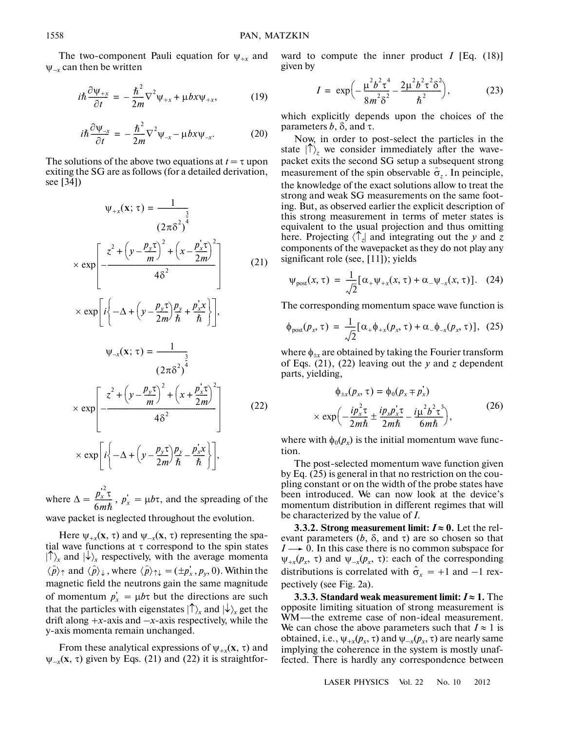The two-component Pauli equation for $\psi_{+x}$ and $\psi_{-x}$ can then be written

$$i\hbar\frac{\partial\psi_{+x}}{\partial t} = -\frac{\hbar^2}{2m}\nabla^2\psi_{+x} + \mu bx\psi_{+x}, \tag{19}$$

$$i\hbar\frac{\partial\psi_{-x}}{\partial t} = -\frac{\hbar^2}{2m}\nabla^2\psi_{-x} - \mu bx\psi_{-x}. \tag{20}$$

The solutions of the above two equations at $t = \tau$ upon exiting the SG are as follows (for a detailed derivation, see [34])

$$\psi_{+x}(\mathbf{x};\tau) = \frac{1}{(2\pi\delta^2)^{\frac{3}{4}}} \times \exp\left[-\frac{z^2 + \left(y - \frac{p_y\tau}{m}\right)^2 + \left(x - \frac{p'_x\tau}{2m}\right)^2}{4\delta^2}\right] \times \exp\left[i\left\{-\Delta + \left(y - \frac{p_y\tau}{2m}\right)\frac{p_y}{\hbar} + \frac{p'_x x}{\hbar}\right\}\right], \tag{21}$$

$$\psi_{-x}(\mathbf{x};\tau) = \frac{1}{(2\pi\delta^2)^{\frac{3}{4}}} \times \exp\left[-\frac{z^2 + \left(y - \frac{p_y\tau}{m}\right)^2 + \left(x + \frac{p'_x\tau}{2m}\right)^2}{4\delta^2}\right] \times \exp\left[i\left\{-\Delta + \left(y - \frac{p_y\tau}{2m}\right)\frac{p_y}{\hbar} - \frac{p'_x x}{\hbar}\right\}\right], \tag{22}$$

where $\Delta = \frac{p'^2_x\tau}{6m\hbar}$, $p'_x = \mu b\tau$, and the spreading of the wave packet is neglected throughout the evolution.

Here $\psi_{+x}(\mathbf{x},\tau)$ and $\psi_{-x}(\mathbf{x},\tau)$ representing the spatial wave functions at $\tau$ correspond to the spin states $|\uparrow\rangle_x$ and $|\downarrow\rangle_x$ respectively, with the average momenta $\langle\hat{p}\rangle_\uparrow$ and $\langle\hat{p}\rangle_\downarrow$, where $\langle\hat{p}\rangle_{\uparrow\downarrow} = (\pm p'_x, p_y, 0)$. Within the magnetic field the neutrons gain the same magnitude of momentum $p'_x = \mu b\tau$ but the directions are such that the particles with eigenstates $|\uparrow\rangle_x$ and $|\downarrow\rangle_x$ get the drift along $+x$-axis and $-x$-axis respectively, while the y-axis momenta remain unchanged.

From these analytical expressions of $\psi_{+x}(\mathbf{x},\tau)$ and $\psi_{-x}(\mathbf{x},\tau)$ given by Eqs. (21) and (22) it is straightforward to compute the inner product $I$ [Eq. (18)] given by

$$I = \exp\left(-\frac{\mu^2b^2\tau^4}{8m^2\delta^2} - \frac{2\mu^2b^2\tau^2\delta^2}{\hbar^2}\right), \tag{23}$$

which explicitly depends upon the choices of the parameters $b$, $\delta$, and $\tau$.

Now, in order to post-select the particles in the state $|\uparrow\rangle_z$ we consider immediately after the wavepacket exits the second SG setup a subsequent strong measurement of the spin observable $\hat{\sigma}_z$. In peinciple, the knowledge of the exact solutions allow to treat the strong and weak SG measurements on the same footing. But, as observed earlier the explicit description of this strong measurement in terms of meter states is equivalent to the usual projection and thus omitting here. Projecting $\langle\uparrow_z|$ and integrating out the $y$ and $z$ components of the wavepacket as they do not play any significant role (see, [11]); yields

$$\psi_{\text{post}}(x,\tau) = \frac{1}{\sqrt{2}}[\alpha_+\psi_{+x}(x,\tau) + \alpha_-\psi_{-x}(x,\tau)]. \tag{24}$$

The corresponding momentum space wave function is

$$\phi_{\text{post}}(p_x,\tau) = \frac{1}{\sqrt{2}}[\alpha_+\phi_{+x}(p_x,\tau) + \alpha_-\phi_{-x}(p_x,\tau)], \tag{25}$$

where $\phi_{\pm x}$ are obtained by taking the Fourier transform of Eqs. (21), (22) leaving out the $y$ and $z$ dependent parts, yielding,

$$\phi_{\pm x}(p_x,\tau) = \phi_0(p_x \mp p'_x) \times \exp\left(-\frac{ip_x^2\tau}{2m\hbar} \pm \frac{ip_xp'_x\tau}{2m\hbar} - \frac{i\mu^2b^2\tau^3}{6m\hbar}\right), \tag{26}$$

where with $\phi_0(p_x)$ is the initial momentum wave function.

The post-selected momentum wave function given by Eq. (25) is general in that no restriction on the coupling constant or on the width of the probe states have been introduced. We can now look at the device's momentum distribution in different regimes that will be characterized by the value of $I$.

**3.3.2. Strong measurement limit: $I \approx 0$.** Let the relevant parameters ($b$, $\delta$, and $\tau$) are so chosen so that $I \longrightarrow 0$. In this case there is no common subspace for $\psi_{+x}(p_x,\tau)$ and $\psi_{-x}(p_x,\tau)$: each of the corresponding distributions is correlated with $\hat{\sigma}_x = +1$ and $-1$ rexpectively (see Fig. 2a).

**3.3.3. Standard weak measurement limit: $I \approx 1$.** The opposite limiting situation of strong measurement is WM—the extreme case of non-ideal measurement. We can chose the above parameters such that $I \approx 1$ is obtained, i.e., $\psi_{+x}(p_x,\tau)$ and $\psi_{-x}(p_x,\tau)$ are nearly same implying the coherence in the system is mostly unaffected. There is hardly any correspondence between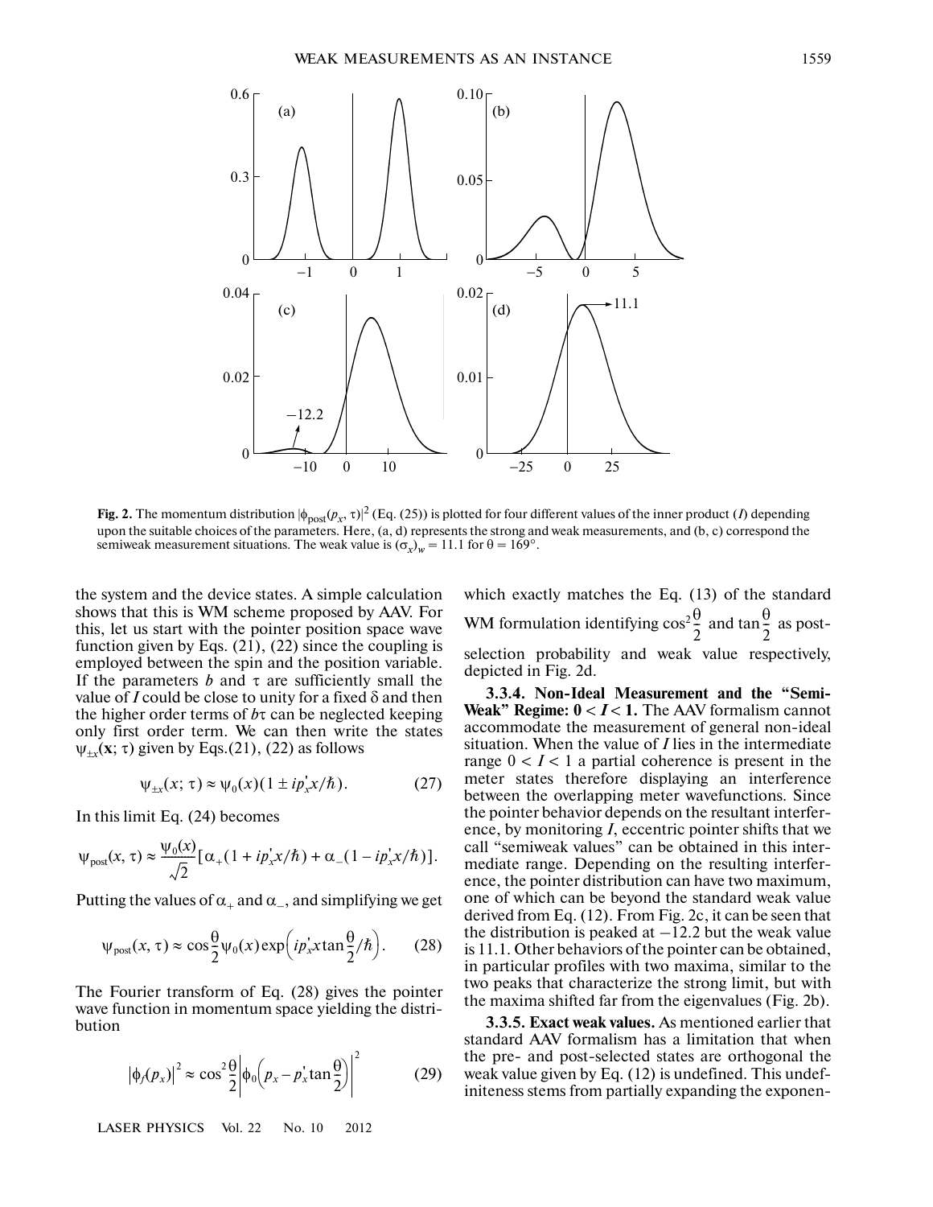**Fig. 2.** The momentum distribution $|\phi_{\text{post}}(p_x, \tau)|^2$ (Eq. (25)) is plotted for four different values of the inner product ($I$) depending upon the suitable choices of the parameters. Here, (a, d) represents the strong and weak measurements, and (b, c) correspond the semiweak measurement situations. The weak value is $(\sigma_x)_w = 11.1$ for $\theta = 169°$.

the system and the device states. A simple calculation shows that this is WM scheme proposed by AAV. For this, let us start with the pointer position space wave function given by Eqs. (21), (22) since the coupling is employed between the spin and the position variable. If the parameters $b$ and $\tau$ are sufficiently small the value of $I$ could be close to unity for a fixed $\delta$ and then the higher order terms of $b\tau$ can be neglected keeping only first order term. We can then write the states $\psi_{\pm x}(\mathbf{x}; \tau)$ given by Eqs.(21), (22) as follows

$$\psi_{\pm x}(x; \tau) \approx \psi_0(x)(1 \pm ip'_x x/\hbar). \tag{27}$$

In this limit Eq. (24) becomes

$$\psi_{\text{post}}(x, \tau) \approx \frac{\psi_0(x)}{\sqrt{2}}[\alpha_+(1 + ip'_x x/\hbar) + \alpha_-(1 - ip'_x x/\hbar)].$$

Putting the values of $\alpha_+$ and $\alpha_-$, and simplifying we get

$$\psi_{\text{post}}(x, \tau) \approx \cos\frac{\theta}{2}\psi_0(x)\exp\left(ip'_x x \tan\frac{\theta}{2}/\hbar\right). \tag{28}$$

The Fourier transform of Eq. (28) gives the pointer wave function in momentum space yielding the distribution

$$|\phi_f(p_x)|^2 \approx \cos^2\frac{\theta}{2}\left|\phi_0\left(p_x - p'_x \tan\frac{\theta}{2}\right)\right|^2 \tag{29}$$

which exactly matches the Eq. (13) of the standard WM formulation identifying $\cos^2\frac{\theta}{2}$ and $\tan\frac{\theta}{2}$ as post-selection probability and weak value respectively, depicted in Fig. 2d.

**3.3.4. Non-Ideal Measurement and the "Semi-Weak" Regime: $0 < I < 1$.** The AAV formalism cannot accommodate the measurement of general non-ideal situation. When the value of $I$ lies in the intermediate range $0 < I < 1$ a partial coherence is present in the meter states therefore displaying an interference between the overlapping meter wavefunctions. Since the pointer behavior depends on the resultant interference, by monitoring $I$, eccentric pointer shifts that we call "semiweak values" can be obtained in this intermediate range. Depending on the resulting interference, the pointer distribution can have two maximum, one of which can be beyond the standard weak value derived from Eq. (12). From Fig. 2c, it can be seen that the distribution is peaked at $-12.2$ but the weak value is 11.1. Other behaviors of the pointer can be obtained, in particular profiles with two maxima, similar to the two peaks that characterize the strong limit, but with the maxima shifted far from the eigenvalues (Fig. 2b).

**3.3.5. Exact weak values.** As mentioned earlier that standard AAV formalism has a limitation that when the pre- and post-selected states are orthogonal the weak value given by Eq. (12) is undefined. This undefiniteness stems from partially expanding the exponen-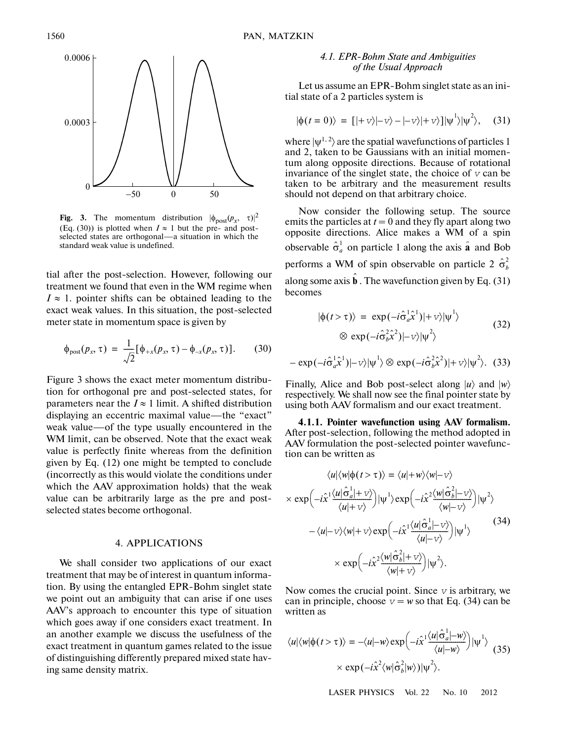**Fig. 3.** The momentum distribution $|\phi_{\rm post}(p_x, \tau)|^2$ (Eq. (30)) is plotted when $I \approx 1$ but the pre- and post-selected states are orthogonal—a situation in which the standard weak value is undefined.

tial after the post-selection. However, following our treatment we found that even in the WM regime when $I \approx 1$. pointer shifts can be obtained leading to the exact weak values. In this situation, the post-selected meter state in momentum space is given by

$$\phi_{\rm post}(p_x, \tau) = \frac{1}{\sqrt{2}}[\phi_{+x}(p_x, \tau) - \phi_{-x}(p_x, \tau)]. \quad (30)$$

Figure 3 shows the exact meter momentum distribution for orthogonal pre and post-selected states, for parameters near the $I \approx 1$ limit. A shifted distribution displaying an eccentric maximal value—the "exact" weak value—of the type usually encountered in the WM limit, can be observed. Note that the exact weak value is perfectly finite whereas from the definition given by Eq. (12) one might be tempted to conclude (incorrectly as this would violate the conditions under which the AAV approximation holds) that the weak value can be arbitrarily large as the pre and post-selected states become orthogonal.

## 4. APPLICATIONS

We shall consider two applications of our exact treatment that may be of interest in quantum information. By using the entangled EPR-Bohm singlet state we point out an ambiguity that can arise if one uses AAV's approach to encounter this type of situation which goes away if one considers exact treatment. In an another example we discuss the usefulness of the exact treatment in quantum games related to the issue of distinguishing differently prepared mixed state having same density matrix.

### *4.1. EPR-Bohm State and Ambiguities of the Usual Approach*

Let us assume an EPR-Bohm singlet state as an initial state of a 2 particles system is

$$|\phi(t=0)\rangle = [|+v\rangle|-v\rangle - |-v\rangle|+v\rangle]|\psi^1\rangle|\psi^2\rangle, \quad (31)$$

where $|\psi^{1,2}\rangle$ are the spatial wavefunctions of particles 1 and 2, taken to be Gaussians with an initial momentum along opposite directions. Because of rotational invariance of the singlet state, the choice of $v$ can be taken to be arbitrary and the measurement results should not depend on that arbitrary choice.

Now consider the following setup. The source emits the particles at $t = 0$ and they fly apart along two opposite directions. Alice makes a WM of a spin observable $\hat{\sigma}_a^1$ on particle 1 along the axis $\hat{\mathbf{a}}$ and Bob performs a WM of spin observable on particle 2 $\hat{\sigma}_b^2$ along some axis $\hat{\mathbf{b}}$. The wavefunction given by Eq. (31) becomes

$$|\phi(t>\tau)\rangle = \exp(-i\hat{\sigma}_a^1\hat{x}^1)|+v\rangle|\psi^1\rangle \otimes \exp(-i\hat{\sigma}_b^2\hat{x}^2)|-v\rangle|\psi^2\rangle \quad (32)$$

$$- \exp(-i\hat{\sigma}_a^1\hat{x}^1)|-v\rangle|\psi^1\rangle \otimes \exp(-i\hat{\sigma}_b^2\hat{x}^2)|+v\rangle|\psi^2\rangle. \quad (33)$$

Finally, Alice and Bob post-select along $|u\rangle$ and $|w\rangle$ respectively. We shall now see the final pointer state by using both AAV formalism and our exact treatment.

**4.1.1. Pointer wavefunction using AAV formalism.** After post-selection, following the method adopted in AAV formulation the post-selected pointer wavefunction can be written as

$$\begin{aligned}
\langle u|\langle w|\phi(t>\tau)\rangle &= \langle u|+w\rangle\langle w|-v\rangle \\
\times \exp\left(-i\hat{x}^1\frac{\langle u|\hat{\sigma}_a^1|+v\rangle}{\langle u|+v\rangle}\right)&|\psi^1\rangle \exp\left(-i\hat{x}^2\frac{\langle w|\hat{\sigma}_b^2|-v\rangle}{\langle w|-v\rangle}\right)|\psi^2\rangle \\
- \langle u|-v\rangle\langle w|+v\rangle &\exp\left(-i\hat{x}^1\frac{\langle u|\hat{\sigma}_a^1|-v\rangle}{\langle u|-v\rangle}\right)|\psi^1\rangle \\
&\times \exp\left(-i\hat{x}^2\frac{\langle w|\hat{\sigma}_b^2|+v\rangle}{\langle w|+v\rangle}\right)|\psi^2\rangle.
\end{aligned} \quad (34)$$

Now comes the crucial point. Since $v$ is arbitrary, we can in principle, choose $v = w$ so that Eq. (34) can be written as

$$\begin{aligned}
\langle u|\langle w|\phi(t>\tau)\rangle &= -\langle u|-w\rangle \exp\left(-i\hat{x}^1\frac{\langle u|\hat{\sigma}_a^1|-w\rangle}{\langle u|-w\rangle}\right)|\psi^1\rangle \\
&\times \exp(-i\hat{x}^2\langle w|\hat{\sigma}_b^2|w\rangle)|\psi^2\rangle.
\end{aligned} \quad (35)$$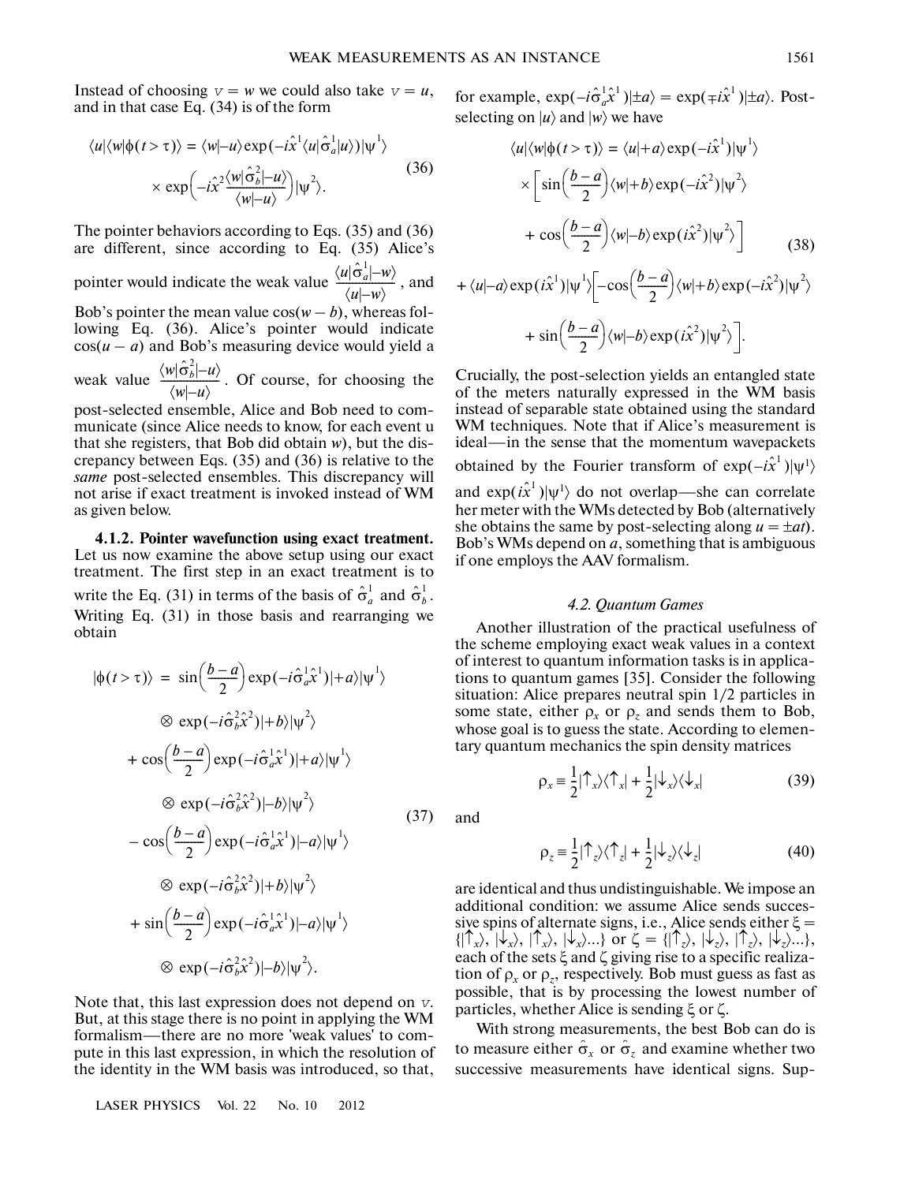Instead of choosing $v = w$ we could also take $v = u$, and in that case Eq. (34) is of the form

$$\langle u|\langle w|\phi(t > \tau)\rangle = \langle w|{-u}\rangle \exp(-i\hat{x}^1 \langle u|\hat{\sigma}_a^1|u\rangle)|\psi^1\rangle \times \exp\left(-i\hat{x}^2 \frac{\langle w|\hat{\sigma}_b^2|{-u}\rangle}{\langle w|{-u}\rangle}\right)|\psi^2\rangle. \tag{36}$$

The pointer behaviors according to Eqs. (35) and (36) are different, since according to Eq. (35) Alice's pointer would indicate the weak value $\frac{\langle u|\hat{\sigma}_a^1|{-w}\rangle}{\langle u|{-w}\rangle}$, and Bob's pointer the mean value $\cos(w - b)$, whereas following Eq. (36). Alice's pointer would indicate $\cos(u - a)$ and Bob's measuring device would yield a weak value $\frac{\langle w|\hat{\sigma}_b^2|{-u}\rangle}{\langle w|{-u}\rangle}$. Of course, for choosing the post-selected ensemble, Alice and Bob need to communicate (since Alice needs to know, for each event u that she registers, that Bob did obtain $w$), but the discrepancy between Eqs. (35) and (36) is relative to the *same* post-selected ensembles. This discrepancy will not arise if exact treatment is invoked instead of WM as given below.

**4.1.2. Pointer wavefunction using exact treatment.** Let us now examine the above setup using our exact treatment. The first step in an exact treatment is to write the Eq. (31) in terms of the basis of $\hat{\sigma}_a^1$ and $\hat{\sigma}_b^1$. Writing Eq. (31) in those basis and rearranging we obtain

$$\begin{aligned}
|\phi(t > \tau)\rangle = {} & \sin\left(\frac{b-a}{2}\right)\exp(-i\hat{\sigma}_a^1\hat{x}^1)|{+a}\rangle|\psi^1\rangle \\
& \otimes \exp(-i\hat{\sigma}_b^2\hat{x}^2)|{+b}\rangle|\psi^2\rangle \\
& + \cos\left(\frac{b-a}{2}\right)\exp(-i\hat{\sigma}_a^1\hat{x}^1)|{+a}\rangle|\psi^1\rangle \\
& \otimes \exp(-i\hat{\sigma}_b^2\hat{x}^2)|{-b}\rangle|\psi^2\rangle \\
& - \cos\left(\frac{b-a}{2}\right)\exp(-i\hat{\sigma}_a^1\hat{x}^1)|{-a}\rangle|\psi^1\rangle \\
& \otimes \exp(-i\hat{\sigma}_b^2\hat{x}^2)|{+b}\rangle|\psi^2\rangle \\
& + \sin\left(\frac{b-a}{2}\right)\exp(-i\hat{\sigma}_a^1\hat{x}^1)|{-a}\rangle|\psi^1\rangle \\
& \otimes \exp(-i\hat{\sigma}_b^2\hat{x}^2)|{-b}\rangle|\psi^2\rangle.
\end{aligned} \tag{37}$$

Note that, this last expression does not depend on $v$. But, at this stage there is no point in applying the WM formalism—there are no more 'weak values' to compute in this last expression, in which the resolution of the identity in the WM basis was introduced, so that, for example, $\exp(-i\hat{\sigma}_a^1\hat{x}^1)|{\pm a}\rangle = \exp(\mp i\hat{x}^1)|{\pm a}\rangle$. Post-selecting on $|u\rangle$ and $|w\rangle$ we have

$$\begin{aligned}
\langle u|\langle w|\phi(t > \tau)\rangle = {} & \langle u|{+a}\rangle\exp(-i\hat{x}^1)|\psi^1\rangle \\
& \times \left[\sin\left(\frac{b-a}{2}\right)\langle w|{+b}\rangle\exp(-i\hat{x}^2)|\psi^2\rangle \right. \\
& \left. + \cos\left(\frac{b-a}{2}\right)\langle w|{-b}\rangle\exp(i\hat{x}^2)|\psi^2\rangle\right] \\
& + \langle u|{-a}\rangle\exp(i\hat{x}^1)|\psi^1\rangle\left[-\cos\left(\frac{b-a}{2}\right)\langle w|{+b}\rangle\exp(-i\hat{x}^2)|\psi^2\rangle \right. \\
& \left. + \sin\left(\frac{b-a}{2}\right)\langle w|{-b}\rangle\exp(i\hat{x}^2)|\psi^2\rangle\right].
\end{aligned} \tag{38}$$

Crucially, the post-selection yields an entangled state of the meters naturally expressed in the WM basis instead of separable state obtained using the standard WM techniques. Note that if Alice's measurement is ideal—in the sense that the momentum wavepackets obtained by the Fourier transform of $\exp(-i\hat{x}^1)|\psi^1\rangle$ and $\exp(i\hat{x}^1)|\psi^1\rangle$ do not overlap—she can correlate her meter with the WMs detected by Bob (alternatively she obtains the same by post-selecting along $u = \pm at$). Bob's WMs depend on $a$, something that is ambiguous if one employs the AAV formalism.

### 4.2. Quantum Games

Another illustration of the practical usefulness of the scheme employing exact weak values in a context of interest to quantum information tasks is in applications to quantum games [35]. Consider the following situation: Alice prepares neutral spin 1/2 particles in some state, either $\rho_x$ or $\rho_z$ and sends them to Bob, whose goal is to guess the state. According to elementary quantum mechanics the spin density matrices

$$\rho_x \equiv \frac{1}{2}|\uparrow_x\rangle\langle\uparrow_x| + \frac{1}{2}|\downarrow_x\rangle\langle\downarrow_x| \tag{39}$$

and

$$\rho_z \equiv \frac{1}{2}|\uparrow_z\rangle\langle\uparrow_z| + \frac{1}{2}|\downarrow_z\rangle\langle\downarrow_z| \tag{40}$$

are identical and thus undistinguishable. We impose an additional condition: we assume Alice sends successive spins of alternate signs, i.e., Alice sends either $\xi = \{|\uparrow_x\rangle, |\downarrow_x\rangle, |\uparrow_x\rangle, |\downarrow_x\rangle...\}$ or $\zeta = \{|\uparrow_z\rangle, |\downarrow_z\rangle, |\uparrow_z\rangle, |\downarrow_z\rangle...\}$, each of the sets $\xi$ and $\zeta$ giving rise to a specific realization of $\rho_x$ or $\rho_z$, respectively. Bob must guess as fast as possible, that is by processing the lowest number of particles, whether Alice is sending $\xi$ or $\zeta$.

With strong measurements, the best Bob can do is to measure either $\hat{\sigma}_x$ or $\hat{\sigma}_z$ and examine whether two successive measurements have identical signs. Sup-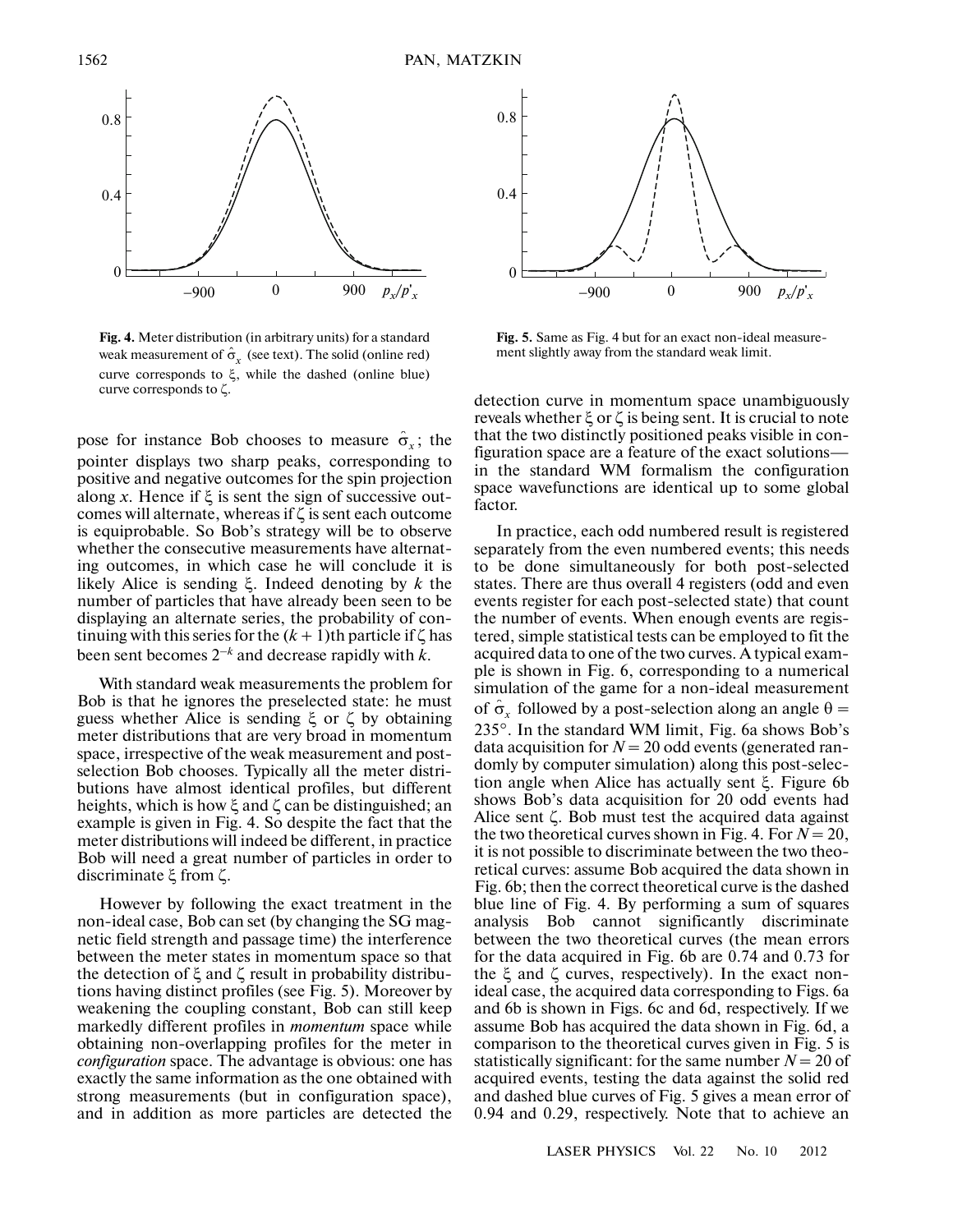Fig. 4. Meter distribution (in arbitrary units) for a standard weak measurement of $\hat{\sigma}_x$ (see text). The solid (online red) curve corresponds to $\xi$, while the dashed (online blue) curve corresponds to $\zeta$.

Fig. 5. Same as Fig. 4 but for an exact non-ideal measurement slightly away from the standard weak limit.

pose for instance Bob chooses to measure $\hat{\sigma}_x$; the pointer displays two sharp peaks, corresponding to positive and negative outcomes for the spin projection along $x$. Hence if $\xi$ is sent the sign of successive outcomes will alternate, whereas if $\zeta$ is sent each outcome is equiprobable. So Bob's strategy will be to observe whether the consecutive measurements have alternating outcomes, in which case he will conclude it is likely Alice is sending $\xi$. Indeed denoting by $k$ the number of particles that have already been seen to be displaying an alternate series, the probability of continuing with this series for the $(k + 1)$th particle if $\zeta$ has been sent becomes $2^{-k}$ and decrease rapidly with $k$.

With standard weak measurements the problem for Bob is that he ignores the preselected state: he must guess whether Alice is sending $\xi$ or $\zeta$ by obtaining meter distributions that are very broad in momentum space, irrespective of the weak measurement and post-selection Bob chooses. Typically all the meter distributions have almost identical profiles, but different heights, which is how $\xi$ and $\zeta$ can be distinguished; an example is given in Fig. 4. So despite the fact that the meter distributions will indeed be different, in practice Bob will need a great number of particles in order to discriminate $\xi$ from $\zeta$.

However by following the exact treatment in the non-ideal case, Bob can set (by changing the SG magnetic field strength and passage time) the interference between the meter states in momentum space so that the detection of $\xi$ and $\zeta$ result in probability distributions having distinct profiles (see Fig. 5). Moreover by weakening the coupling constant, Bob can still keep markedly different profiles in *momentum* space while obtaining non-overlapping profiles for the meter in *configuration* space. The advantage is obvious: one has exactly the same information as the one obtained with strong measurements (but in configuration space), and in addition as more particles are detected the detection curve in momentum space unambiguously reveals whether $\xi$ or $\zeta$ is being sent. It is crucial to note that the two distinctly positioned peaks visible in configuration space are a feature of the exact solutions—in the standard WM formalism the configuration space wavefunctions are identical up to some global factor.

In practice, each odd numbered result is registered separately from the even numbered events; this needs to be done simultaneously for both post-selected states. There are thus overall 4 registers (odd and even events register for each post-selected state) that count the number of events. When enough events are registered, simple statistical tests can be employed to fit the acquired data to one of the two curves. A typical example is shown in Fig. 6, corresponding to a numerical simulation of the game for a non-ideal measurement of $\hat{\sigma}_x$ followed by a post-selection along an angle $\theta = 235°$. In the standard WM limit, Fig. 6a shows Bob's data acquisition for $N = 20$ odd events (generated randomly by computer simulation) along this post-selection angle when Alice has actually sent $\xi$. Figure 6b shows Bob's data acquisition for 20 odd events had Alice sent $\zeta$. Bob must test the acquired data against the two theoretical curves shown in Fig. 4. For $N = 20$, it is not possible to discriminate between the two theoretical curves: assume Bob acquired the data shown in Fig. 6b; then the correct theoretical curve is the dashed blue line of Fig. 4. By performing a sum of squares analysis Bob cannot significantly discriminate between the two theoretical curves (the mean errors for the data acquired in Fig. 6b are 0.74 and 0.73 for the $\xi$ and $\zeta$ curves, respectively). In the exact non-ideal case, the acquired data corresponding to Figs. 6a and 6b is shown in Figs. 6c and 6d, respectively. If we assume Bob has acquired the data shown in Fig. 6d, a comparison to the theoretical curves given in Fig. 5 is statistically significant: for the same number $N = 20$ of acquired events, testing the data against the solid red and dashed blue curves of Fig. 5 gives a mean error of 0.94 and 0.29, respectively. Note that to achieve an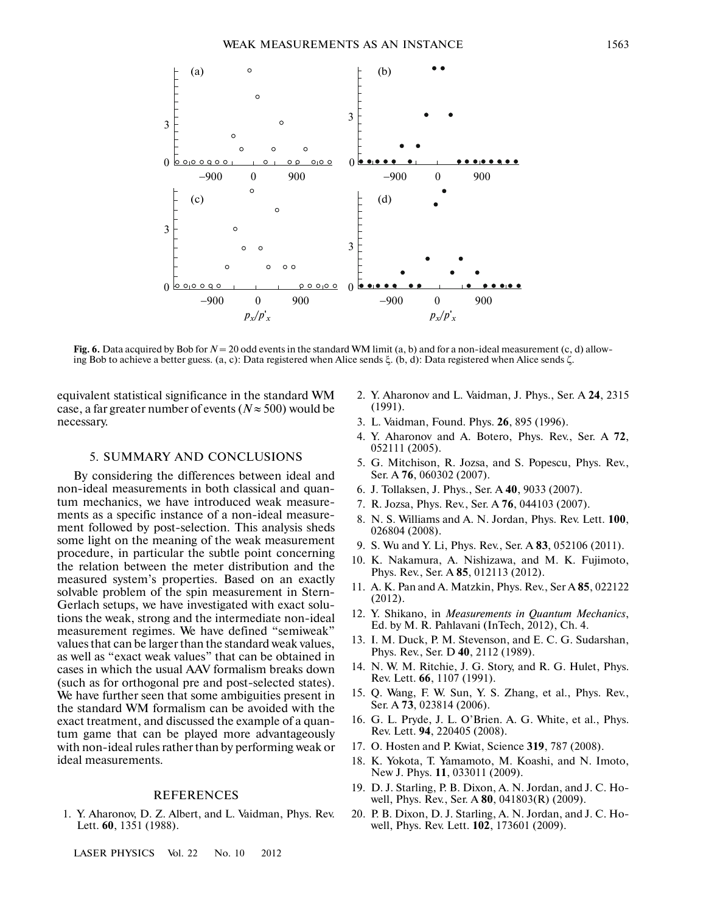Fig. 6. Data acquired by Bob for $N = 20$ odd events in the standard WM limit (a, b) and for a non-ideal measurement (c, d) allowing Bob to achieve a better guess. (a, c): Data registered when Alice sends $\xi$. (b, d): Data registered when Alice sends $\zeta$.

equivalent statistical significance in the standard WM case, a far greater number of events ($N \approx 500$) would be necessary.

## 5. SUMMARY AND CONCLUSIONS

By considering the differences between ideal and non-ideal measurements in both classical and quantum mechanics, we have introduced weak measurements as a specific instance of a non-ideal measurement followed by post-selection. This analysis sheds some light on the meaning of the weak measurement procedure, in particular the subtle point concerning the relation between the meter distribution and the measured system's properties. Based on an exactly solvable problem of the spin measurement in Stern-Gerlach setups, we have investigated with exact solutions the weak, strong and the intermediate non-ideal measurement regimes. We have defined "semiweak" values that can be larger than the standard weak values, as well as "exact weak values" that can be obtained in cases in which the usual AAV formalism breaks down (such as for orthogonal pre and post-selected states). We have further seen that some ambiguities present in the standard WM formalism can be avoided with the exact treatment, and discussed the example of a quantum game that can be played more advantageously with non-ideal rules rather than by performing weak or ideal measurements.

## REFERENCES

1. Y. Aharonov, D. Z. Albert, and L. Vaidman, Phys. Rev. Lett. **60**, 1351 (1988).
2. Y. Aharonov and L. Vaidman, J. Phys., Ser. A **24**, 2315 (1991).
3. L. Vaidman, Found. Phys. **26**, 895 (1996).
4. Y. Aharonov and A. Botero, Phys. Rev., Ser. A **72**, 052111 (2005).
5. G. Mitchison, R. Jozsa, and S. Popescu, Phys. Rev., Ser. A **76**, 060302 (2007).
6. J. Tollaksen, J. Phys., Ser. A **40**, 9033 (2007).
7. R. Jozsa, Phys. Rev., Ser. A **76**, 044103 (2007).
8. N. S. Williams and A. N. Jordan, Phys. Rev. Lett. **100**, 026804 (2008).
9. S. Wu and Y. Li, Phys. Rev., Ser. A **83**, 052106 (2011).
10. K. Nakamura, A. Nishizawa, and M. K. Fujimoto, Phys. Rev., Ser. A **85**, 012113 (2012).
11. A. K. Pan and A. Matzkin, Phys. Rev., Ser A **85**, 022122 (2012).
12. Y. Shikano, in *Measurements in Quantum Mechanics*, Ed. by M. R. Pahlavani (InTech, 2012), Ch. 4.
13. I. M. Duck, P. M. Stevenson, and E. C. G. Sudarshan, Phys. Rev., Ser. D **40**, 2112 (1989).
14. N. W. M. Ritchie, J. G. Story, and R. G. Hulet, Phys. Rev. Lett. **66**, 1107 (1991).
15. Q. Wang, F. W. Sun, Y. S. Zhang, et al., Phys. Rev., Ser. A **73**, 023814 (2006).
16. G. L. Pryde, J. L. O'Brien. A. G. White, et al., Phys. Rev. Lett. **94**, 220405 (2008).
17. O. Hosten and P. Kwiat, Science **319**, 787 (2008).
18. K. Yokota, T. Yamamoto, M. Koashi, and N. Imoto, New J. Phys. **11**, 033011 (2009).
19. D. J. Starling, P. B. Dixon, A. N. Jordan, and J. C. Howell, Phys. Rev., Ser. A **80**, 041803(R) (2009).
20. P. B. Dixon, D. J. Starling, A. N. Jordan, and J. C. Howell, Phys. Rev. Lett. **102**, 173601 (2009).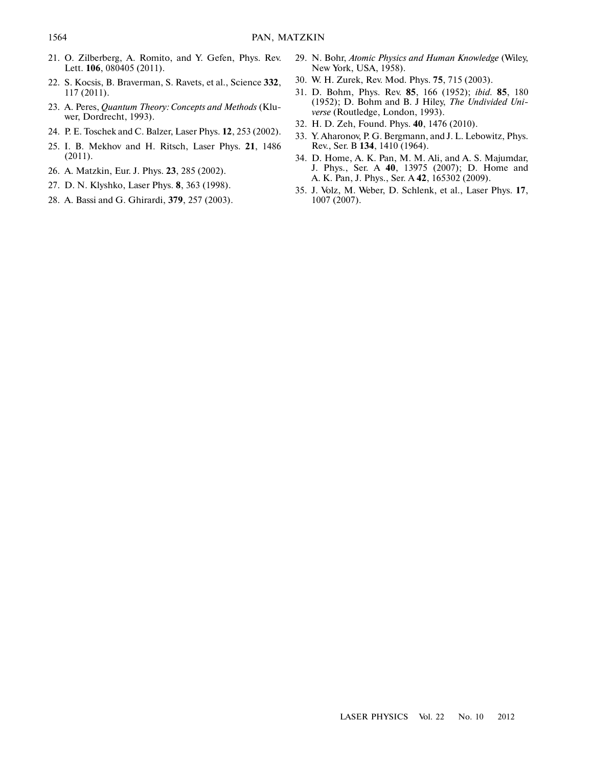21. O. Zilberberg, A. Romito, and Y. Gefen, Phys. Rev. Lett. **106**, 080405 (2011).
22. S. Kocsis, B. Braverman, S. Ravets, et al., Science **332**, 117 (2011).
23. A. Peres, *Quantum Theory: Concepts and Methods* (Kluwer, Dordrecht, 1993).
24. P. E. Toschek and C. Balzer, Laser Phys. **12**, 253 (2002).
25. I. B. Mekhov and H. Ritsch, Laser Phys. **21**, 1486 (2011).
26. A. Matzkin, Eur. J. Phys. **23**, 285 (2002).
27. D. N. Klyshko, Laser Phys. **8**, 363 (1998).
28. A. Bassi and G. Ghirardi, **379**, 257 (2003).
29. N. Bohr, *Atomic Physics and Human Knowledge* (Wiley, New York, USA, 1958).
30. W. H. Zurek, Rev. Mod. Phys. **75**, 715 (2003).
31. D. Bohm, Phys. Rev. **85**, 166 (1952); *ibid.* **85**, 180 (1952); D. Bohm and B. J Hiley, *The Undivided Universe* (Routledge, London, 1993).
32. H. D. Zeh, Found. Phys. **40**, 1476 (2010).
33. Y. Aharonov, P. G. Bergmann, and J. L. Lebowitz, Phys. Rev., Ser. B **134**, 1410 (1964).
34. D. Home, A. K. Pan, M. M. Ali, and A. S. Majumdar, J. Phys., Ser. A **40**, 13975 (2007); D. Home and A. K. Pan, J. Phys., Ser. A **42**, 165302 (2009).
35. J. Volz, M. Weber, D. Schlenk, et al., Laser Phys. **17**, 1007 (2007).